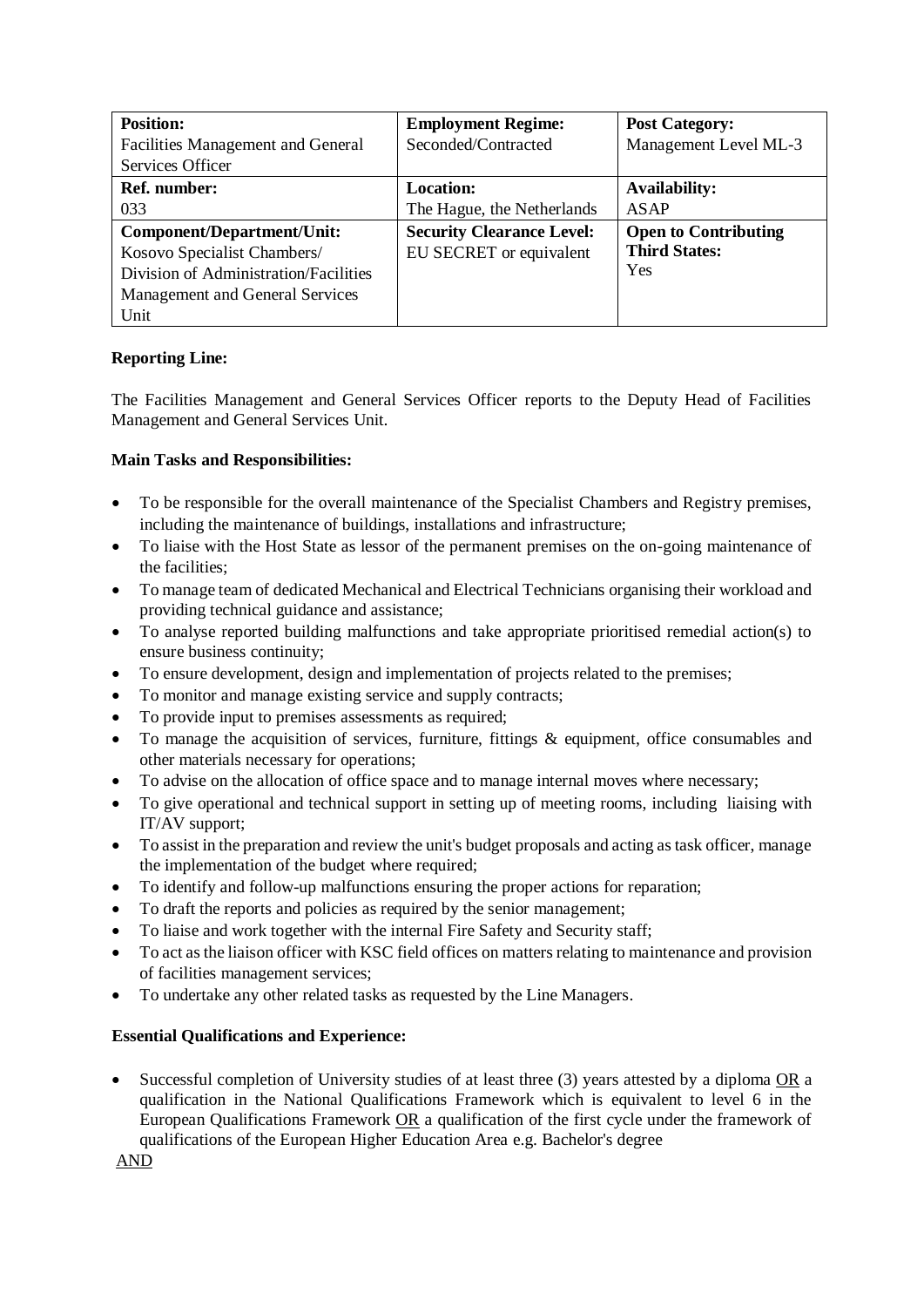| **Position:**<br>Facilities Management and General Services Officer | **Employment Regime:**<br>Seconded/Contracted | **Post Category:**<br>Management Level ML-3 |
|---|---|---|
| **Ref. number:**<br>033 | **Location:**<br>The Hague, the Netherlands | **Availability:**<br>ASAP |
| **Component/Department/Unit:**<br>Kosovo Specialist Chambers/ Division of Administration/Facilities Management and General Services Unit | **Security Clearance Level:**<br>EU SECRET or equivalent | **Open to Contributing Third States:**<br>Yes |

**Reporting Line:**

The Facilities Management and General Services Officer reports to the Deputy Head of Facilities Management and General Services Unit.

**Main Tasks and Responsibilities:**

- To be responsible for the overall maintenance of the Specialist Chambers and Registry premises, including the maintenance of buildings, installations and infrastructure;
- To liaise with the Host State as lessor of the permanent premises on the on-going maintenance of the facilities;
- To manage team of dedicated Mechanical and Electrical Technicians organising their workload and providing technical guidance and assistance;
- To analyse reported building malfunctions and take appropriate prioritised remedial action(s) to ensure business continuity;
- To ensure development, design and implementation of projects related to the premises;
- To monitor and manage existing service and supply contracts;
- To provide input to premises assessments as required;
- To manage the acquisition of services, furniture, fittings & equipment, office consumables and other materials necessary for operations;
- To advise on the allocation of office space and to manage internal moves where necessary;
- To give operational and technical support in setting up of meeting rooms, including liaising with IT/AV support;
- To assist in the preparation and review the unit's budget proposals and acting as task officer, manage the implementation of the budget where required;
- To identify and follow-up malfunctions ensuring the proper actions for reparation;
- To draft the reports and policies as required by the senior management;
- To liaise and work together with the internal Fire Safety and Security staff;
- To act as the liaison officer with KSC field offices on matters relating to maintenance and provision of facilities management services;
- To undertake any other related tasks as requested by the Line Managers.

**Essential Qualifications and Experience:**

- Successful completion of University studies of at least three (3) years attested by a diploma <u>OR</u> a qualification in the National Qualifications Framework which is equivalent to level 6 in the European Qualifications Framework <u>OR</u> a qualification of the first cycle under the framework of qualifications of the European Higher Education Area e.g. Bachelor's degree

<u>AND</u>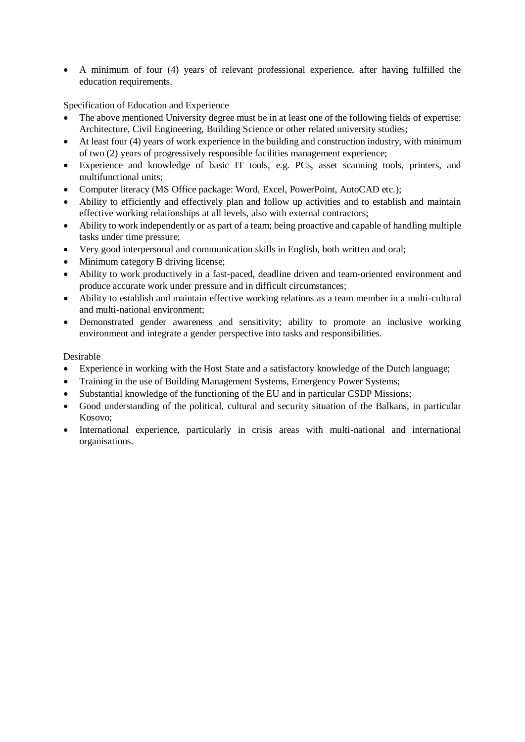- A minimum of four (4) years of relevant professional experience, after having fulfilled the education requirements.

Specification of Education and Experience

- The above mentioned University degree must be in at least one of the following fields of expertise: Architecture, Civil Engineering, Building Science or other related university studies;
- At least four (4) years of work experience in the building and construction industry, with minimum of two (2) years of progressively responsible facilities management experience;
- Experience and knowledge of basic IT tools, e.g. PCs, asset scanning tools, printers, and multifunctional units;
- Computer literacy (MS Office package: Word, Excel, PowerPoint, AutoCAD etc.);
- Ability to efficiently and effectively plan and follow up activities and to establish and maintain effective working relationships at all levels, also with external contractors;
- Ability to work independently or as part of a team; being proactive and capable of handling multiple tasks under time pressure;
- Very good interpersonal and communication skills in English, both written and oral;
- Minimum category B driving license;
- Ability to work productively in a fast-paced, deadline driven and team-oriented environment and produce accurate work under pressure and in difficult circumstances;
- Ability to establish and maintain effective working relations as a team member in a multi-cultural and multi-national environment;
- Demonstrated gender awareness and sensitivity; ability to promote an inclusive working environment and integrate a gender perspective into tasks and responsibilities.

Desirable

- Experience in working with the Host State and a satisfactory knowledge of the Dutch language;
- Training in the use of Building Management Systems, Emergency Power Systems;
- Substantial knowledge of the functioning of the EU and in particular CSDP Missions;
- Good understanding of the political, cultural and security situation of the Balkans, in particular Kosovo;
- International experience, particularly in crisis areas with multi-national and international organisations.